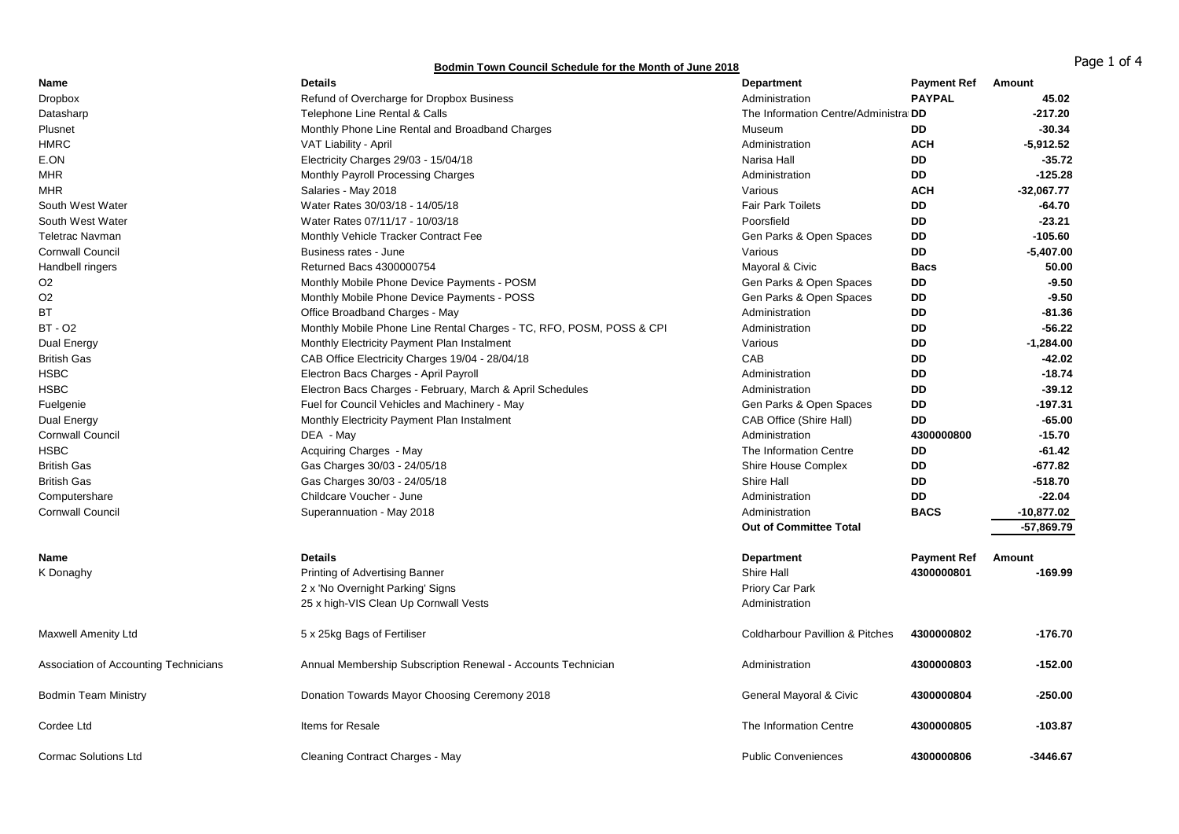## Bodmin Town Council Schedule for the Month of June 2018

| Name | Details | Department | Payment Ref | Amount |
|---|---|---|---|---|
| Dropbox | Refund of Overcharge for Dropbox Business | Administration | **PAYPAL** | **45.02** |
| Datasharp | Telephone Line Rental & Calls | The Information Centre/Administra | **DD** | **-217.20** |
| Plusnet | Monthly Phone Line Rental and Broadband Charges | Museum | **DD** | **-30.34** |
| HMRC | VAT Liability - April | Administration | **ACH** | **-5,912.52** |
| E.ON | Electricity Charges 29/03 - 15/04/18 | Narisa Hall | **DD** | **-35.72** |
| MHR | Monthly Payroll Processing Charges | Administration | **DD** | **-125.28** |
| MHR | Salaries - May 2018 | Various | **ACH** | **-32,067.77** |
| South West Water | Water Rates 30/03/18 - 14/05/18 | Fair Park Toilets | **DD** | **-64.70** |
| South West Water | Water Rates 07/11/17 - 10/03/18 | Poorsfield | **DD** | **-23.21** |
| Teletrac Navman | Monthly Vehicle Tracker Contract Fee | Gen Parks & Open Spaces | **DD** | **-105.60** |
| Cornwall Council | Business rates - June | Various | **DD** | **-5,407.00** |
| Handbell ringers | Returned Bacs 4300000754 | Mayoral & Civic | **Bacs** | **50.00** |
| O2 | Monthly Mobile Phone Device Payments - POSM | Gen Parks & Open Spaces | **DD** | **-9.50** |
| O2 | Monthly Mobile Phone Device Payments - POSS | Gen Parks & Open Spaces | **DD** | **-9.50** |
| BT | Office Broadband Charges - May | Administration | **DD** | **-81.36** |
| BT - O2 | Monthly Mobile Phone Line Rental Charges - TC, RFO, POSM, POSS & CPI | Administration | **DD** | **-56.22** |
| Dual Energy | Monthly Electricity Payment Plan Instalment | Various | **DD** | **-1,284.00** |
| British Gas | CAB Office Electricity Charges 19/04 - 28/04/18 | CAB | **DD** | **-42.02** |
| HSBC | Electron Bacs Charges - April Payroll | Administration | **DD** | **-18.74** |
| HSBC | Electron Bacs Charges - February, March & April Schedules | Administration | **DD** | **-39.12** |
| Fuelgenie | Fuel for Council Vehicles and Machinery - May | Gen Parks & Open Spaces | **DD** | **-197.31** |
| Dual Energy | Monthly Electricity Payment Plan Instalment | CAB Office (Shire Hall) | **DD** | **-65.00** |
| Cornwall Council | DEA - May | Administration | **4300000800** | **-15.70** |
| HSBC | Acquiring Charges - May | The Information Centre | **DD** | **-61.42** |
| British Gas | Gas Charges 30/03 - 24/05/18 | Shire House Complex | **DD** | **-677.82** |
| British Gas | Gas Charges 30/03 - 24/05/18 | Shire Hall | **DD** | **-518.70** |
| Computershare | Childcare Voucher - June | Administration | **DD** | **-22.04** |
| Cornwall Council | Superannuation - May 2018 | Administration | **BACS** | **-10,877.02** |
| | | **Out of Committee Total** | | **-57,869.79** |

| Name | Details | Department | Payment Ref | Amount |
|---|---|---|---|---|
| K Donaghy | Printing of Advertising Banner | Shire Hall | **4300000801** | **-169.99** |
| | 2 x 'No Overnight Parking' Signs | Priory Car Park | | |
| | 25 x high-VIS Clean Up Cornwall Vests | Administration | | |
| Maxwell Amenity Ltd | 5 x 25kg Bags of Fertiliser | Coldharbour Pavillion & Pitches | **4300000802** | **-176.70** |
| Association of Accounting Technicians | Annual Membership Subscription Renewal - Accounts Technician | Administration | **4300000803** | **-152.00** |
| Bodmin Team Ministry | Donation Towards Mayor Choosing Ceremony 2018 | General Mayoral & Civic | **4300000804** | **-250.00** |
| Cordee Ltd | Items for Resale | The Information Centre | **4300000805** | **-103.87** |
| Cormac Solutions Ltd | Cleaning Contract Charges - May | Public Conveniences | **4300000806** | **-3446.67** |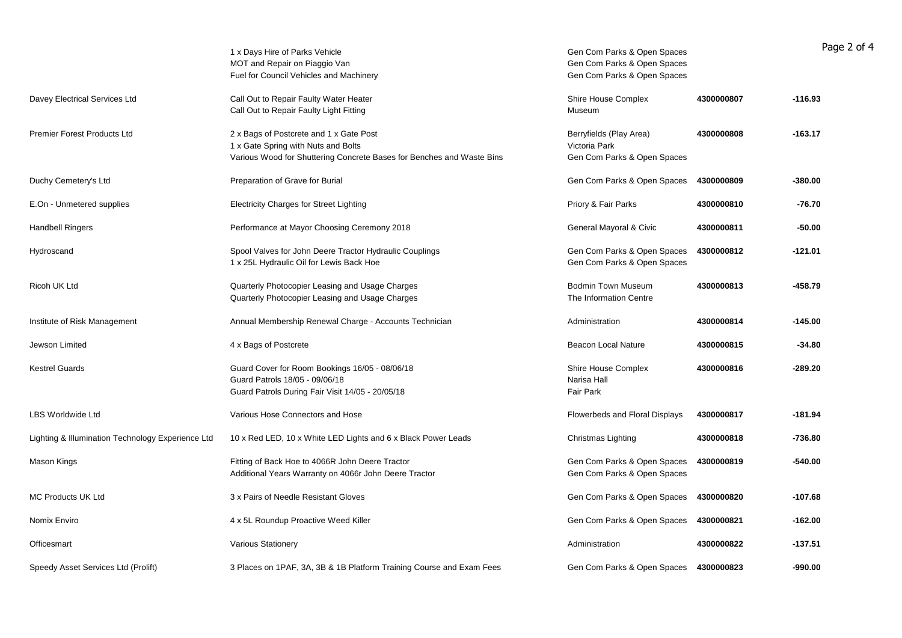| | | | | |
|---|---|---|---|---|
| | 1 x Days Hire of Parks Vehicle | Gen Com Parks & Open Spaces | | |
| | MOT and Repair on Piaggio Van | Gen Com Parks & Open Spaces | | |
| | Fuel for Council Vehicles and Machinery | Gen Com Parks & Open Spaces | | |
| Davey Electrical Services Ltd | Call Out to Repair Faulty Water Heater | Shire House Complex | **4300000807** | **-116.93** |
| | Call Out to Repair Faulty Light Fitting | Museum | | |
| Premier Forest Products Ltd | 2 x Bags of Postcrete and 1 x Gate Post | Berryfields (Play Area) | **4300000808** | **-163.17** |
| | 1 x Gate Spring with Nuts and Bolts | Victoria Park | | |
| | Various Wood for Shuttering Concrete Bases for Benches and Waste Bins | Gen Com Parks & Open Spaces | | |
| Duchy Cemetery's Ltd | Preparation of Grave for Burial | Gen Com Parks & Open Spaces | **4300000809** | **-380.00** |
| E.On - Unmetered supplies | Electricity Charges for Street Lighting | Priory & Fair Parks | **4300000810** | **-76.70** |
| Handbell Ringers | Performance at Mayor Choosing Ceremony 2018 | General Mayoral & Civic | **4300000811** | **-50.00** |
| Hydroscand | Spool Valves for John Deere Tractor Hydraulic Couplings | Gen Com Parks & Open Spaces | **4300000812** | **-121.01** |
| | 1 x 25L Hydraulic Oil for Lewis Back Hoe | Gen Com Parks & Open Spaces | | |
| Ricoh UK Ltd | Quarterly Photocopier Leasing and Usage Charges | Bodmin Town Museum | **4300000813** | **-458.79** |
| | Quarterly Photocopier Leasing and Usage Charges | The Information Centre | | |
| Institute of Risk Management | Annual Membership Renewal Charge - Accounts Technician | Administration | **4300000814** | **-145.00** |
| Jewson Limited | 4 x Bags of Postcrete | Beacon Local Nature | **4300000815** | **-34.80** |
| Kestrel Guards | Guard Cover for Room Bookings 16/05 - 08/06/18 | Shire House Complex | **4300000816** | **-289.20** |
| | Guard Patrols 18/05 - 09/06/18 | Narisa Hall | | |
| | Guard Patrols During Fair Visit 14/05 - 20/05/18 | Fair Park | | |
| LBS Worldwide Ltd | Various Hose Connectors and Hose | Flowerbeds and Floral Displays | **4300000817** | **-181.94** |
| Lighting & Illumination Technology Experience Ltd | 10 x Red LED, 10 x White LED Lights and 6 x Black Power Leads | Christmas Lighting | **4300000818** | **-736.80** |
| Mason Kings | Fitting of Back Hoe to 4066R John Deere Tractor | Gen Com Parks & Open Spaces | **4300000819** | **-540.00** |
| | Additional Years Warranty on 4066r John Deere Tractor | Gen Com Parks & Open Spaces | | |
| MC Products UK Ltd | 3 x Pairs of Needle Resistant Gloves | Gen Com Parks & Open Spaces | **4300000820** | **-107.68** |
| Nomix Enviro | 4 x 5L Roundup Proactive Weed Killer | Gen Com Parks & Open Spaces | **4300000821** | **-162.00** |
| Officesmart | Various Stationery | Administration | **4300000822** | **-137.51** |
| Speedy Asset Services Ltd (Prolift) | 3 Places on 1PAF, 3A, 3B & 1B Platform Training Course and Exam Fees | Gen Com Parks & Open Spaces | **4300000823** | **-990.00** |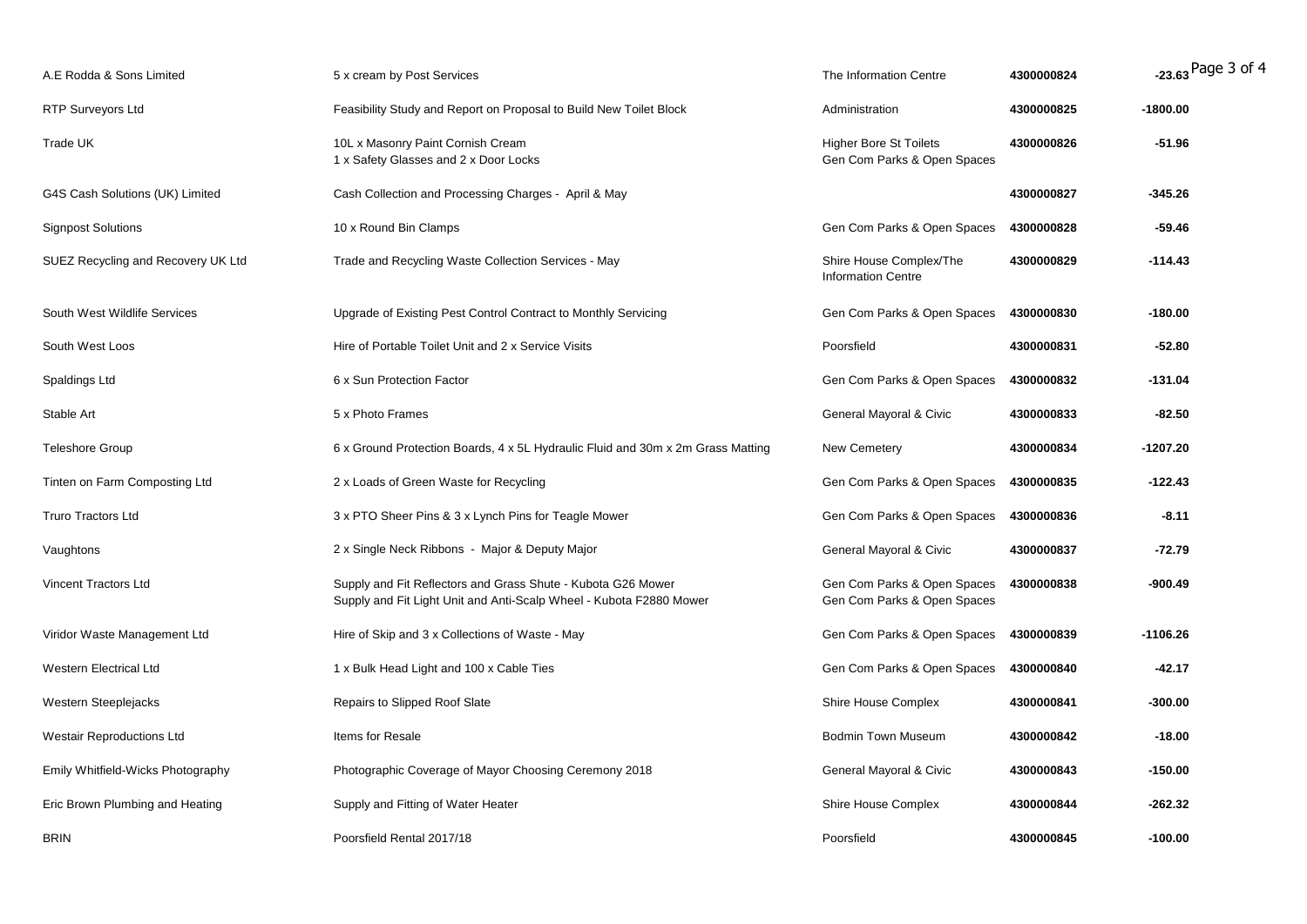| | | | | |
|---|---|---|---|---|
| A.E Rodda & Sons Limited | 5 x cream by Post Services | The Information Centre | 4300000824 | -23.63 |
| RTP Surveyors Ltd | Feasibility Study and Report on Proposal to Build New Toilet Block | Administration | 4300000825 | -1800.00 |
| Trade UK | 10L x Masonry Paint Cornish Cream<br>1 x Safety Glasses and 2 x Door Locks | Higher Bore St Toilets<br>Gen Com Parks & Open Spaces | 4300000826 | -51.96 |
| G4S Cash Solutions (UK) Limited | Cash Collection and Processing Charges - April & May | | 4300000827 | -345.26 |
| Signpost Solutions | 10 x Round Bin Clamps | Gen Com Parks & Open Spaces | 4300000828 | -59.46 |
| SUEZ Recycling and Recovery UK Ltd | Trade and Recycling Waste Collection Services - May | Shire House Complex/The Information Centre | 4300000829 | -114.43 |
| South West Wildlife Services | Upgrade of Existing Pest Control Contract to Monthly Servicing | Gen Com Parks & Open Spaces | 4300000830 | -180.00 |
| South West Loos | Hire of Portable Toilet Unit and 2 x Service Visits | Poorsfield | 4300000831 | -52.80 |
| Spaldings Ltd | 6 x Sun Protection Factor | Gen Com Parks & Open Spaces | 4300000832 | -131.04 |
| Stable Art | 5 x Photo Frames | General Mayoral & Civic | 4300000833 | -82.50 |
| Teleshore Group | 6 x Ground Protection Boards, 4 x 5L Hydraulic Fluid and 30m x 2m Grass Matting | New Cemetery | 4300000834 | -1207.20 |
| Tinten on Farm Composting Ltd | 2 x Loads of Green Waste for Recycling | Gen Com Parks & Open Spaces | 4300000835 | -122.43 |
| Truro Tractors Ltd | 3 x PTO Sheer Pins & 3 x Lynch Pins for Teagle Mower | Gen Com Parks & Open Spaces | 4300000836 | -8.11 |
| Vaughtons | 2 x Single Neck Ribbons - Major & Deputy Major | General Mayoral & Civic | 4300000837 | -72.79 |
| Vincent Tractors Ltd | Supply and Fit Reflectors and Grass Shute - Kubota G26 Mower<br>Supply and Fit Light Unit and Anti-Scalp Wheel - Kubota F2880 Mower | Gen Com Parks & Open Spaces<br>Gen Com Parks & Open Spaces | 4300000838 | -900.49 |
| Viridor Waste Management Ltd | Hire of Skip and 3 x Collections of Waste - May | Gen Com Parks & Open Spaces | 4300000839 | -1106.26 |
| Western Electrical Ltd | 1 x Bulk Head Light and 100 x Cable Ties | Gen Com Parks & Open Spaces | 4300000840 | -42.17 |
| Western Steeplejacks | Repairs to Slipped Roof Slate | Shire House Complex | 4300000841 | -300.00 |
| Westair Reproductions Ltd | Items for Resale | Bodmin Town Museum | 4300000842 | -18.00 |
| Emily Whitfield-Wicks Photography | Photographic Coverage of Mayor Choosing Ceremony 2018 | General Mayoral & Civic | 4300000843 | -150.00 |
| Eric Brown Plumbing and Heating | Supply and Fitting of Water Heater | Shire House Complex | 4300000844 | -262.32 |
| BRIN | Poorsfield Rental 2017/18 | Poorsfield | 4300000845 | -100.00 |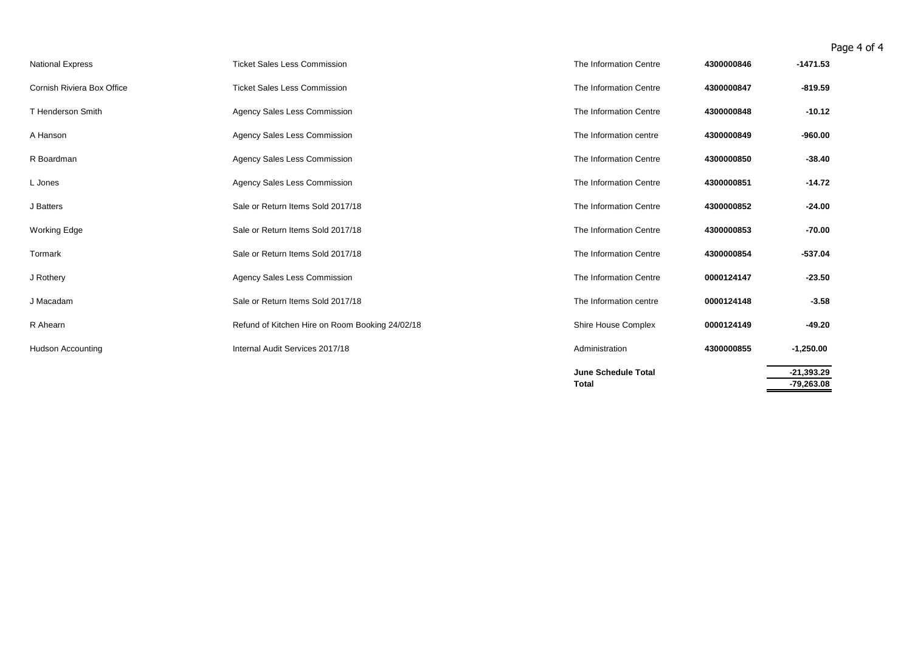| | | | | |
|---|---|---|---|---|
| National Express | Ticket Sales Less Commission | The Information Centre | **4300000846** | **-1471.53** |
| Cornish Riviera Box Office | Ticket Sales Less Commission | The Information Centre | **4300000847** | **-819.59** |
| T Henderson Smith | Agency Sales Less Commission | The Information Centre | **4300000848** | **-10.12** |
| A Hanson | Agency Sales Less Commission | The Information centre | **4300000849** | **-960.00** |
| R Boardman | Agency Sales Less Commission | The Information Centre | **4300000850** | **-38.40** |
| L Jones | Agency Sales Less Commission | The Information Centre | **4300000851** | **-14.72** |
| J Batters | Sale or Return Items Sold 2017/18 | The Information Centre | **4300000852** | **-24.00** |
| Working Edge | Sale or Return Items Sold 2017/18 | The Information Centre | **4300000853** | **-70.00** |
| Tormark | Sale or Return Items Sold 2017/18 | The Information Centre | **4300000854** | **-537.04** |
| J Rothery | Agency Sales Less Commission | The Information Centre | **0000124147** | **-23.50** |
| J Macadam | Sale or Return Items Sold 2017/18 | The Information centre | **0000124148** | **-3.58** |
| R Ahearn | Refund of Kitchen Hire on Room Booking 24/02/18 | Shire House Complex | **0000124149** | **-49.20** |
| Hudson Accounting | Internal Audit Services 2017/18 | Administration | **4300000855** | **-1,250.00** |
| | | **June Schedule Total** | | **-21,393.29** |
| | | **Total** | | **-79,263.08** |